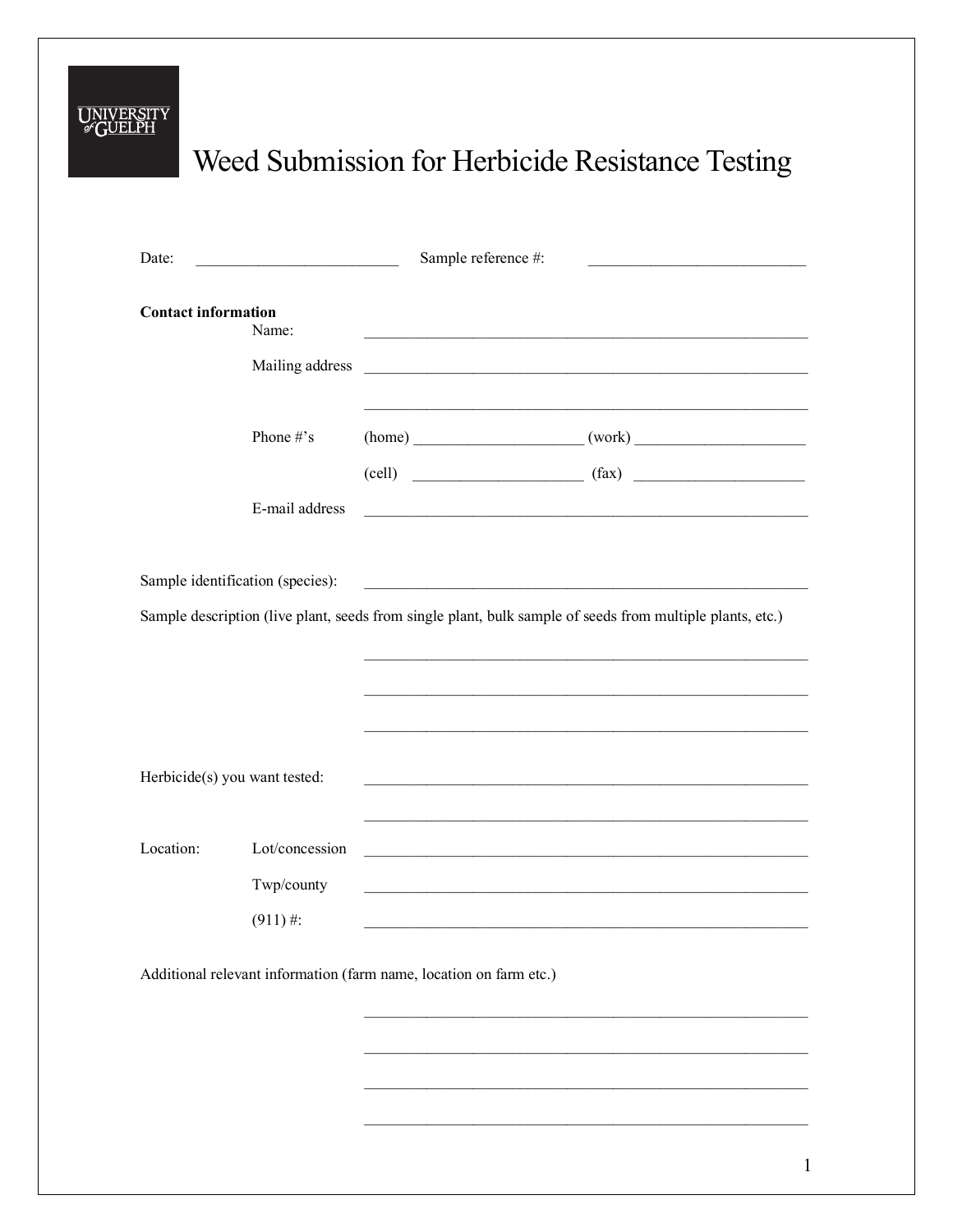UNIVERSITY of GUELPH

# Weed Submission for Herbicide Resistance Testing

Date: ___________________________ Sample reference #: ____________________________

**Contact information**

Name: ___________________________________________________________

Mailing address ___________________________________________________________

___________________________________________________________

Phone #'s (home) _____________________ (work) ______________________

(cell) ______________________ (fax) ______________________

E-mail address ___________________________________________________________

Sample identification (species): ___________________________________________________________

Sample description (live plant, seeds from single plant, bulk sample of seeds from multiple plants, etc.)

___________________________________________________________

___________________________________________________________

___________________________________________________________

Herbicide(s) you want tested: ___________________________________________________________

___________________________________________________________

Location: Lot/concession ___________________________________________________________

Twp/county ___________________________________________________________

(911) #: ___________________________________________________________

Additional relevant information (farm name, location on farm etc.)

___________________________________________________________

___________________________________________________________

___________________________________________________________

___________________________________________________________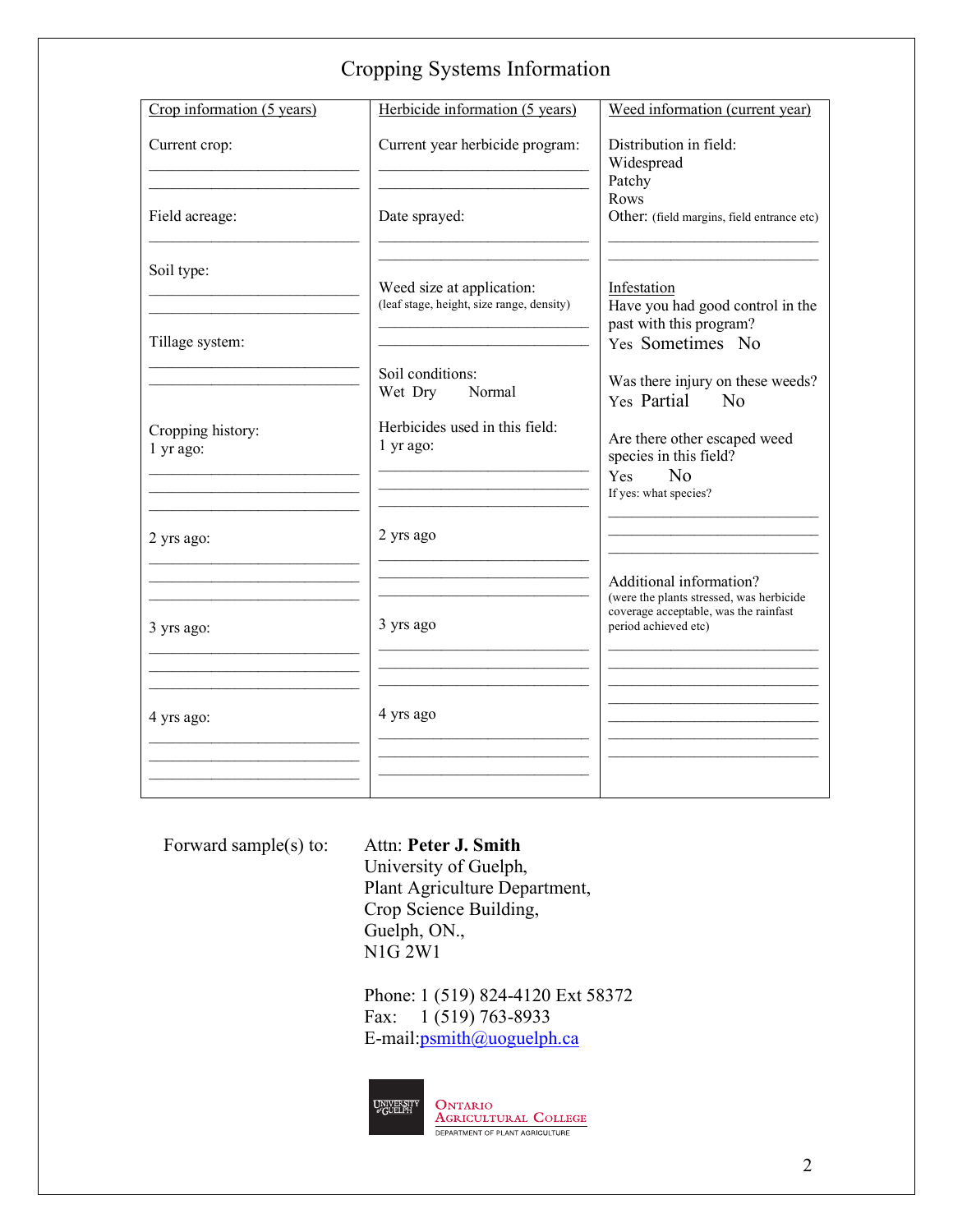# Cropping Systems Information

| Crop information (5 years) | Herbicide information (5 years) | Weed information (current year) |
|---|---|---|
| Current crop: ____________ | Current year herbicide program: ____________ | Distribution in field: Widespread / Patchy / Rows / Other: (field margins, field entrance etc) ____________ |
| Field acreage: ____________ | Date sprayed: ____________ | **Infestation** Have you had good control in the past with this program? Yes Sometimes No |
| Soil type: ____________ | Weed size at application: (leaf stage, height, size range, density) ____________ | Was there injury on these weeds? Yes Partial No |
| Tillage system: ____________ | Soil conditions: Wet Dry Normal | Are there other escaped weed species in this field? Yes No. If yes: what species? ____________ |
| Cropping history: 1 yr ago: ____________ | Herbicides used in this field: 1 yr ago: ____________ | Additional information? (were the plants stressed, was herbicide coverage acceptable, was the rainfast period achieved etc) ____________ |
| 2 yrs ago: ____________ | 2 yrs ago ____________ | |
| 3 yrs ago: ____________ | 3 yrs ago ____________ | |
| 4 yrs ago: ____________ | 4 yrs ago ____________ | |

Forward sample(s) to:

Attn: **Peter J. Smith**
University of Guelph,
Plant Agriculture Department,
Crop Science Building,
Guelph, ON.,
N1G 2W1

Phone: 1 (519) 824-4120 Ext 58372
Fax: 1 (519) 763-8933
E-mail: psmith@uoguelph.ca

University of Guelph — Ontario Agricultural College — Department of Plant Agriculture